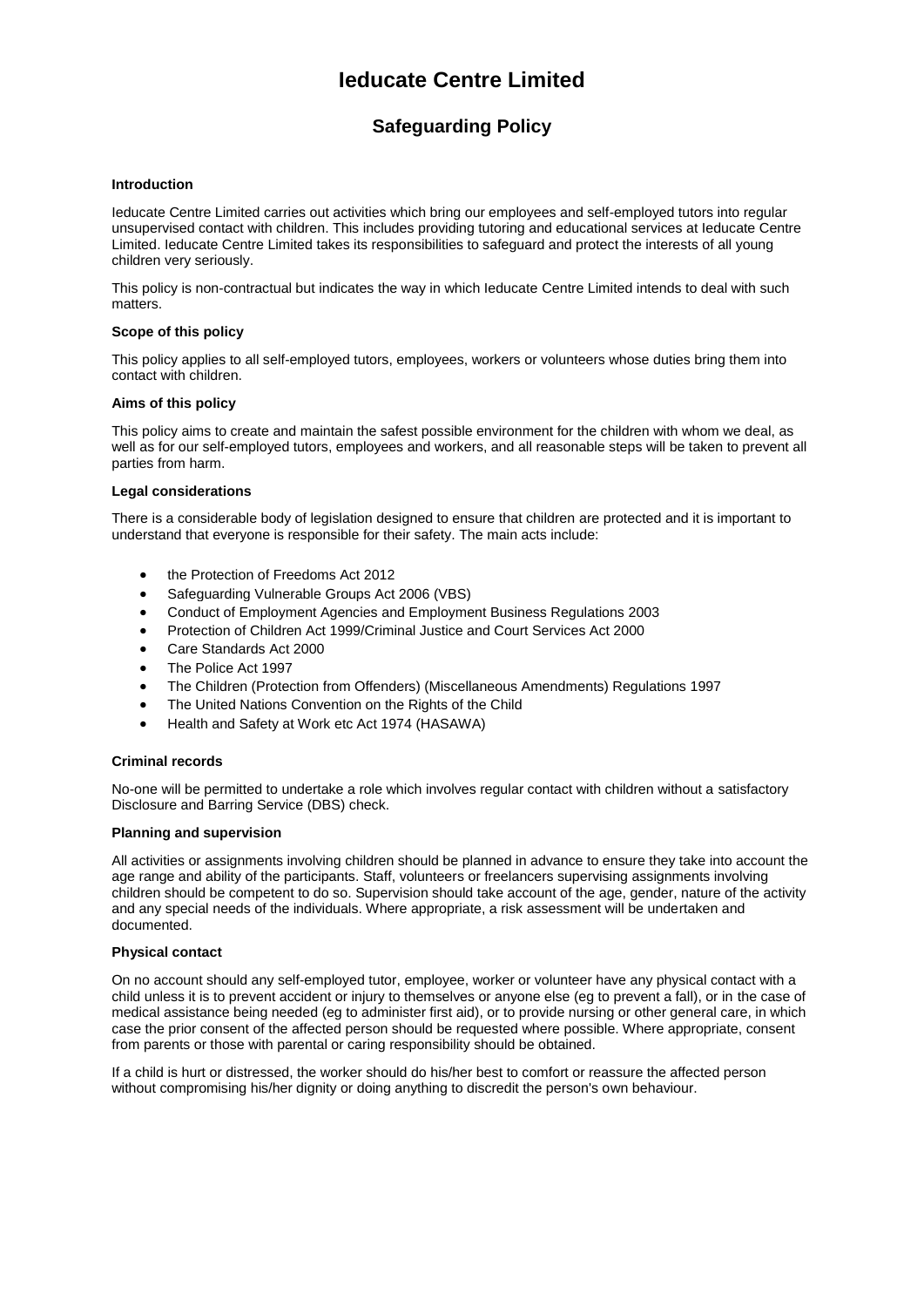# Ieducate Centre Limited

## Safeguarding Policy

**Introduction**

Ieducate Centre Limited carries out activities which bring our employees and self-employed tutors into regular unsupervised contact with children. This includes providing tutoring and educational services at Ieducate Centre Limited. Ieducate Centre Limited takes its responsibilities to safeguard and protect the interests of all young children very seriously.

This policy is non-contractual but indicates the way in which Ieducate Centre Limited intends to deal with such matters.

**Scope of this policy**

This policy applies to all self-employed tutors, employees, workers or volunteers whose duties bring them into contact with children.

**Aims of this policy**

This policy aims to create and maintain the safest possible environment for the children with whom we deal, as well as for our self-employed tutors, employees and workers, and all reasonable steps will be taken to prevent all parties from harm.

**Legal considerations**

There is a considerable body of legislation designed to ensure that children are protected and it is important to understand that everyone is responsible for their safety. The main acts include:

- the Protection of Freedoms Act 2012
- Safeguarding Vulnerable Groups Act 2006 (VBS)
- Conduct of Employment Agencies and Employment Business Regulations 2003
- Protection of Children Act 1999/Criminal Justice and Court Services Act 2000
- Care Standards Act 2000
- The Police Act 1997
- The Children (Protection from Offenders) (Miscellaneous Amendments) Regulations 1997
- The United Nations Convention on the Rights of the Child
- Health and Safety at Work etc Act 1974 (HASAWA)

**Criminal records**

No-one will be permitted to undertake a role which involves regular contact with children without a satisfactory Disclosure and Barring Service (DBS) check.

**Planning and supervision**

All activities or assignments involving children should be planned in advance to ensure they take into account the age range and ability of the participants. Staff, volunteers or freelancers supervising assignments involving children should be competent to do so. Supervision should take account of the age, gender, nature of the activity and any special needs of the individuals. Where appropriate, a risk assessment will be undertaken and documented.

**Physical contact**

On no account should any self-employed tutor, employee, worker or volunteer have any physical contact with a child unless it is to prevent accident or injury to themselves or anyone else (eg to prevent a fall), or in the case of medical assistance being needed (eg to administer first aid), or to provide nursing or other general care, in which case the prior consent of the affected person should be requested where possible. Where appropriate, consent from parents or those with parental or caring responsibility should be obtained.

If a child is hurt or distressed, the worker should do his/her best to comfort or reassure the affected person without compromising his/her dignity or doing anything to discredit the person's own behaviour.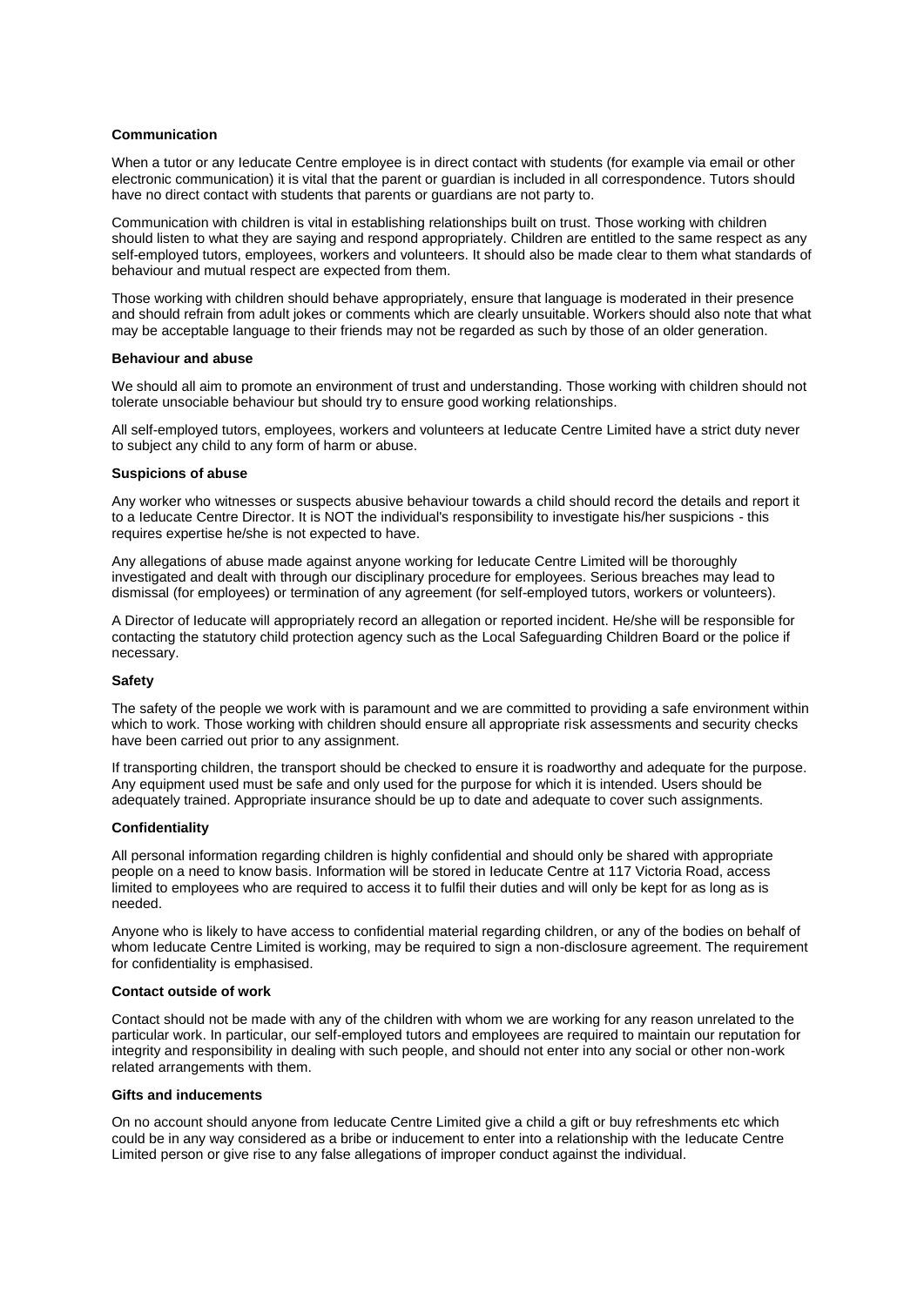**Communication**

When a tutor or any Ieducate Centre employee is in direct contact with students (for example via email or other electronic communication) it is vital that the parent or guardian is included in all correspondence. Tutors should have no direct contact with students that parents or guardians are not party to.

Communication with children is vital in establishing relationships built on trust. Those working with children should listen to what they are saying and respond appropriately. Children are entitled to the same respect as any self-employed tutors, employees, workers and volunteers. It should also be made clear to them what standards of behaviour and mutual respect are expected from them.

Those working with children should behave appropriately, ensure that language is moderated in their presence and should refrain from adult jokes or comments which are clearly unsuitable. Workers should also note that what may be acceptable language to their friends may not be regarded as such by those of an older generation.

**Behaviour and abuse**

We should all aim to promote an environment of trust and understanding. Those working with children should not tolerate unsociable behaviour but should try to ensure good working relationships.

All self-employed tutors, employees, workers and volunteers at Ieducate Centre Limited have a strict duty never to subject any child to any form of harm or abuse.

**Suspicions of abuse**

Any worker who witnesses or suspects abusive behaviour towards a child should record the details and report it to a Ieducate Centre Director. It is NOT the individual's responsibility to investigate his/her suspicions - this requires expertise he/she is not expected to have.

Any allegations of abuse made against anyone working for Ieducate Centre Limited will be thoroughly investigated and dealt with through our disciplinary procedure for employees. Serious breaches may lead to dismissal (for employees) or termination of any agreement (for self-employed tutors, workers or volunteers).

A Director of Ieducate will appropriately record an allegation or reported incident. He/she will be responsible for contacting the statutory child protection agency such as the Local Safeguarding Children Board or the police if necessary.

**Safety**

The safety of the people we work with is paramount and we are committed to providing a safe environment within which to work. Those working with children should ensure all appropriate risk assessments and security checks have been carried out prior to any assignment.

If transporting children, the transport should be checked to ensure it is roadworthy and adequate for the purpose. Any equipment used must be safe and only used for the purpose for which it is intended. Users should be adequately trained. Appropriate insurance should be up to date and adequate to cover such assignments.

**Confidentiality**

All personal information regarding children is highly confidential and should only be shared with appropriate people on a need to know basis. Information will be stored in Ieducate Centre at 117 Victoria Road, access limited to employees who are required to access it to fulfil their duties and will only be kept for as long as is needed.

Anyone who is likely to have access to confidential material regarding children, or any of the bodies on behalf of whom Ieducate Centre Limited is working, may be required to sign a non-disclosure agreement. The requirement for confidentiality is emphasised.

**Contact outside of work**

Contact should not be made with any of the children with whom we are working for any reason unrelated to the particular work. In particular, our self-employed tutors and employees are required to maintain our reputation for integrity and responsibility in dealing with such people, and should not enter into any social or other non-work related arrangements with them.

**Gifts and inducements**

On no account should anyone from Ieducate Centre Limited give a child a gift or buy refreshments etc which could be in any way considered as a bribe or inducement to enter into a relationship with the Ieducate Centre Limited person or give rise to any false allegations of improper conduct against the individual.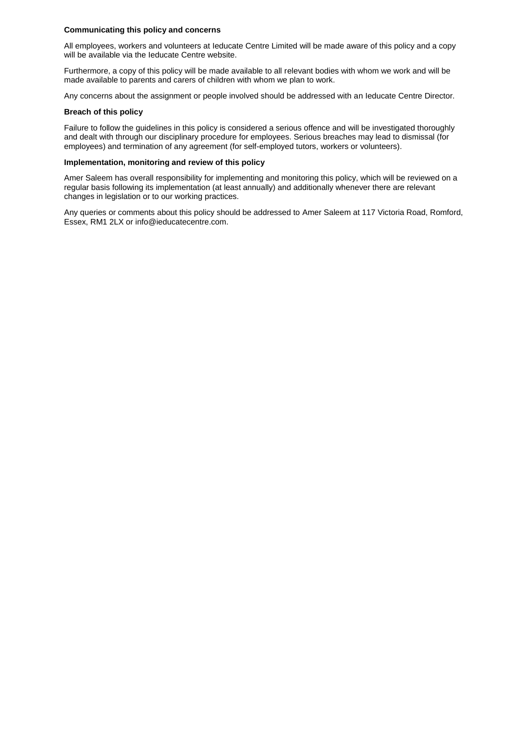**Communicating this policy and concerns**

All employees, workers and volunteers at Ieducate Centre Limited will be made aware of this policy and a copy will be available via the Ieducate Centre website.

Furthermore, a copy of this policy will be made available to all relevant bodies with whom we work and will be made available to parents and carers of children with whom we plan to work.

Any concerns about the assignment or people involved should be addressed with an Ieducate Centre Director.

**Breach of this policy**

Failure to follow the guidelines in this policy is considered a serious offence and will be investigated thoroughly and dealt with through our disciplinary procedure for employees. Serious breaches may lead to dismissal (for employees) and termination of any agreement (for self-employed tutors, workers or volunteers).

**Implementation, monitoring and review of this policy**

Amer Saleem has overall responsibility for implementing and monitoring this policy, which will be reviewed on a regular basis following its implementation (at least annually) and additionally whenever there are relevant changes in legislation or to our working practices.

Any queries or comments about this policy should be addressed to Amer Saleem at 117 Victoria Road, Romford, Essex, RM1 2LX or info@ieducatecentre.com.